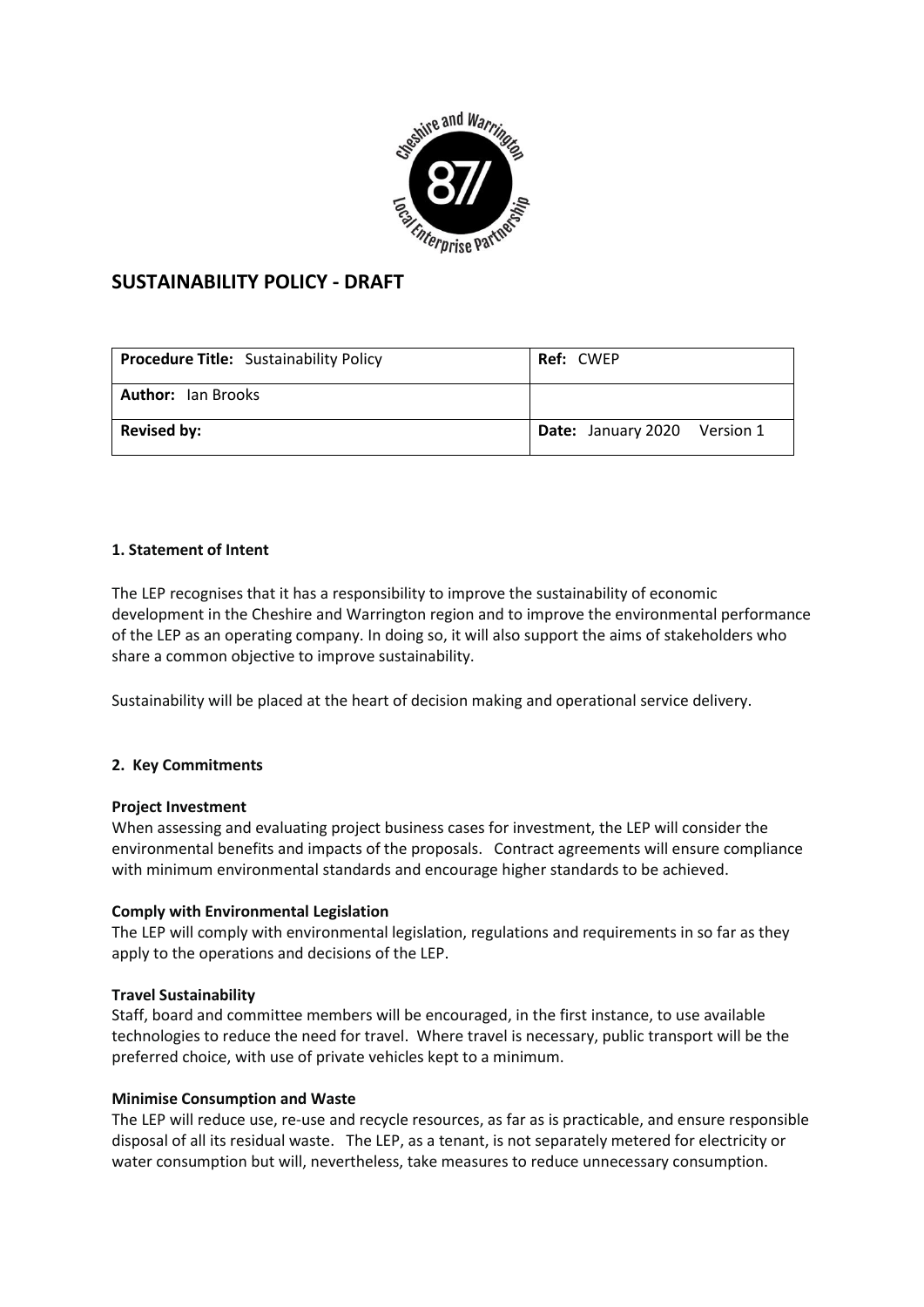# SUSTAINABILITY POLICY - DRAFT

| | |
|---|---|
| **Procedure Title:** Sustainability Policy | **Ref:** CWEP |
| **Author:** Ian Brooks | |
| **Revised by:** | **Date:** January 2020 Version 1 |

### 1. Statement of Intent

The LEP recognises that it has a responsibility to improve the sustainability of economic development in the Cheshire and Warrington region and to improve the environmental performance of the LEP as an operating company. In doing so, it will also support the aims of stakeholders who share a common objective to improve sustainability.

Sustainability will be placed at the heart of decision making and operational service delivery.

### 2. Key Commitments

**Project Investment**

When assessing and evaluating project business cases for investment, the LEP will consider the environmental benefits and impacts of the proposals. Contract agreements will ensure compliance with minimum environmental standards and encourage higher standards to be achieved.

**Comply with Environmental Legislation**

The LEP will comply with environmental legislation, regulations and requirements in so far as they apply to the operations and decisions of the LEP.

**Travel Sustainability**

Staff, board and committee members will be encouraged, in the first instance, to use available technologies to reduce the need for travel. Where travel is necessary, public transport will be the preferred choice, with use of private vehicles kept to a minimum.

**Minimise Consumption and Waste**

The LEP will reduce use, re-use and recycle resources, as far as is practicable, and ensure responsible disposal of all its residual waste. The LEP, as a tenant, is not separately metered for electricity or water consumption but will, nevertheless, take measures to reduce unnecessary consumption.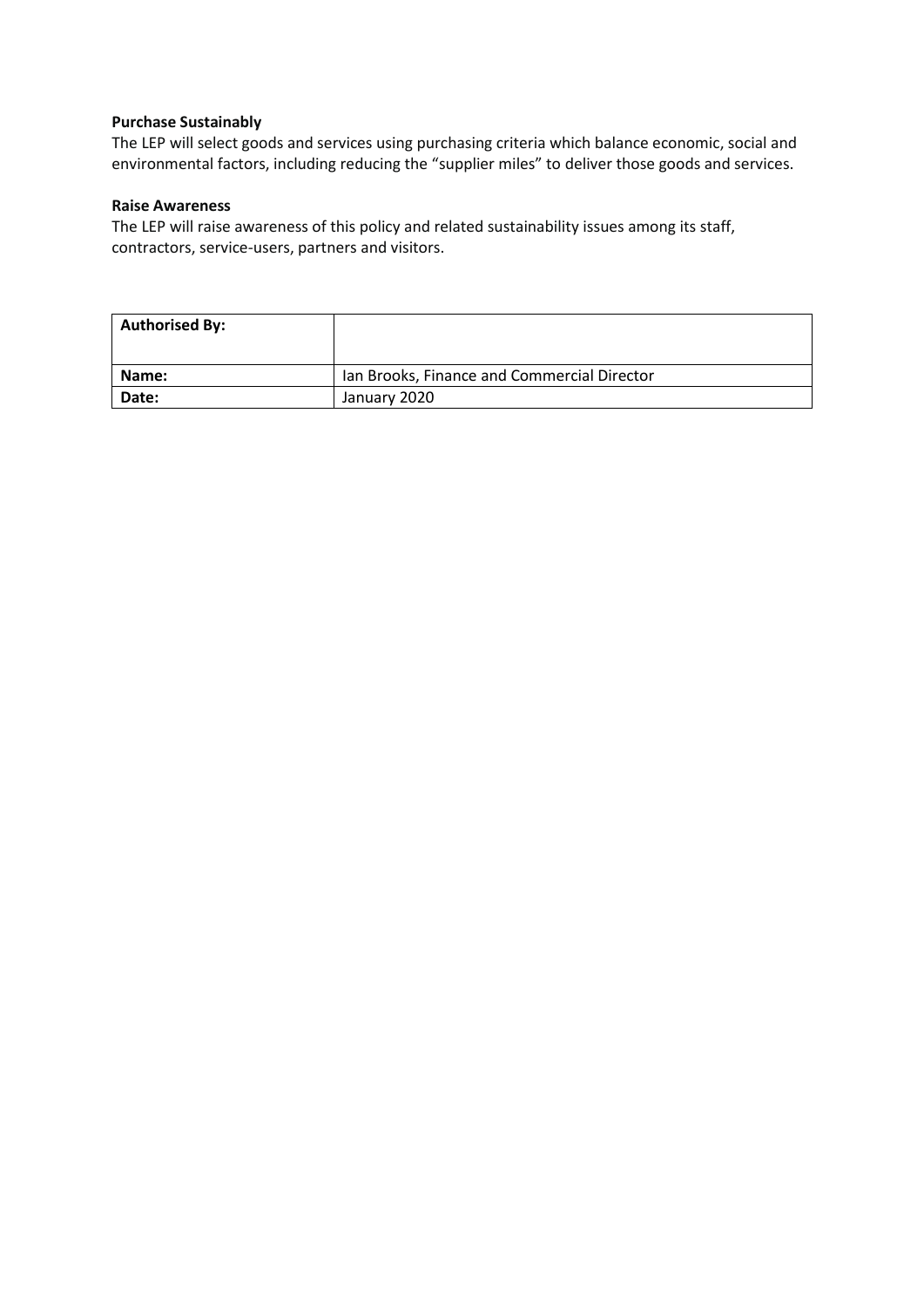**Purchase Sustainably**

The LEP will select goods and services using purchasing criteria which balance economic, social and environmental factors, including reducing the "supplier miles" to deliver those goods and services.

**Raise Awareness**

The LEP will raise awareness of this policy and related sustainability issues among its staff, contractors, service-users, partners and visitors.

| | |
|---|---|
| **Authorised By:** | |
| **Name:** | Ian Brooks, Finance and Commercial Director |
| **Date:** | January 2020 |